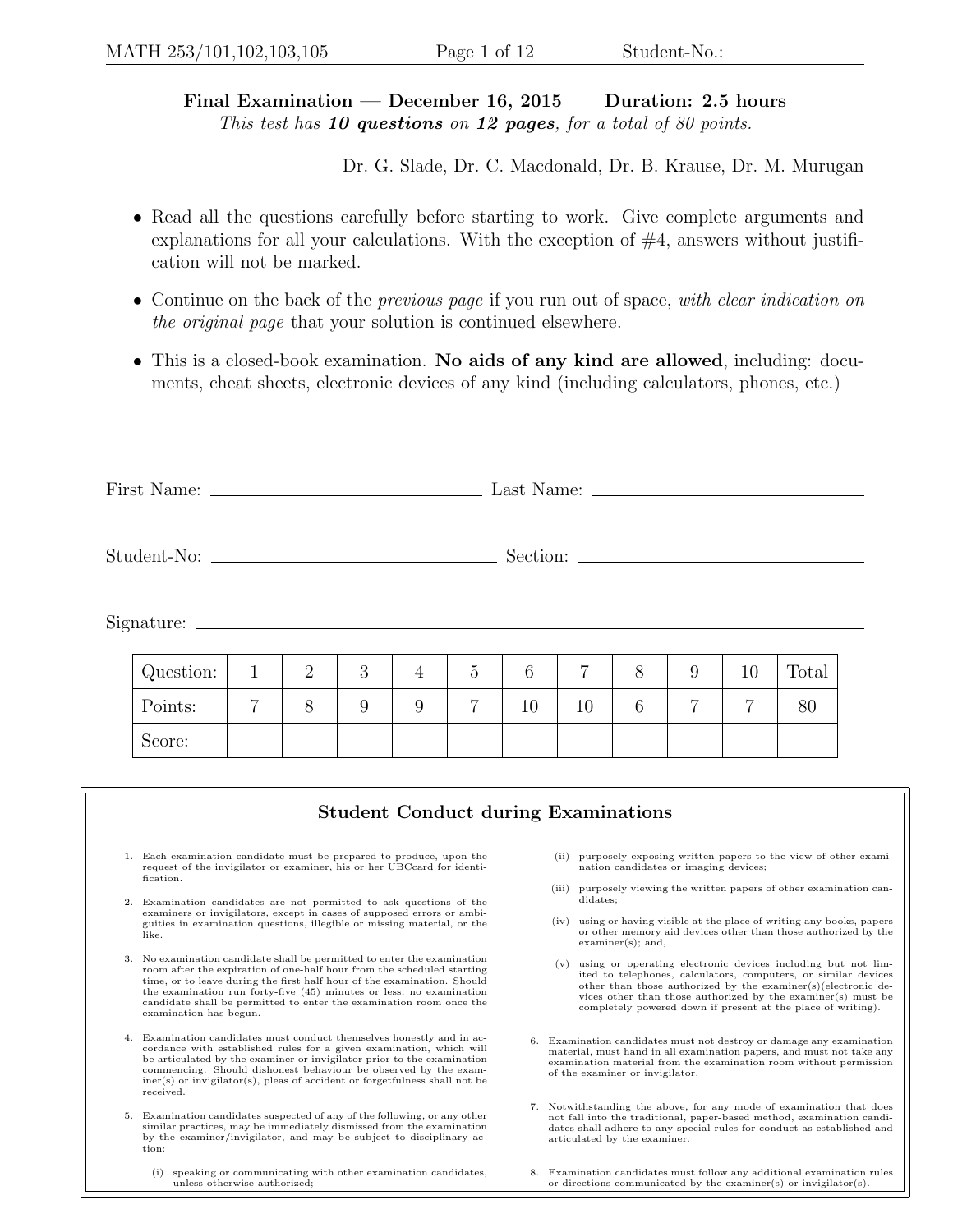**Final Examination — December 16, 2015 Duration: 2.5 hours**

*This test has **10 questions** on **12 pages**, for a total of 80 points.*

Dr. G. Slade, Dr. C. Macdonald, Dr. B. Krause, Dr. M. Murugan

- Read all the questions carefully before starting to work. Give complete arguments and explanations for all your calculations. With the exception of #4, answers without justification will not be marked.
- Continue on the back of the *previous page* if you run out of space, *with clear indication on the original page* that your solution is continued elsewhere.
- This is a closed-book examination. **No aids of any kind are allowed**, including: documents, cheat sheets, electronic devices of any kind (including calculators, phones, etc.)

First Name: \_\_\_\_\_\_\_\_\_\_\_\_\_\_\_\_\_\_\_\_ Last Name: \_\_\_\_\_\_\_\_\_\_\_\_\_\_\_\_\_\_\_\_

Student-No: \_\_\_\_\_\_\_\_\_\_\_\_\_\_\_\_\_\_\_\_ Section: \_\_\_\_\_\_\_\_\_\_\_\_\_\_\_\_\_\_\_\_

Signature: \_\_\_\_\_\_\_\_\_\_\_\_\_\_\_\_\_\_\_\_\_\_\_\_\_\_\_\_\_\_\_\_\_\_\_\_\_\_\_\_

| Question: | 1 | 2 | 3 | 4 | 5 | 6 | 7 | 8 | 9 | 10 | Total |
|---|---|---|---|---|---|---|---|---|---|---|---|
| Points: | 7 | 8 | 9 | 9 | 7 | 10 | 10 | 6 | 7 | 7 | 80 |
| Score: | | | | | | | | | | | |

## Student Conduct during Examinations

1. Each examination candidate must be prepared to produce, upon the request of the invigilator or examiner, his or her UBCcard for identification.
2. Examination candidates are not permitted to ask questions of the examiners or invigilators, except in cases of supposed errors or ambiguities in examination questions, illegible or missing material, or the like.
3. No examination candidate shall be permitted to enter the examination room after the expiration of one-half hour from the scheduled starting time, or to leave during the first half hour of the examination. Should the examination run forty-five (45) minutes or less, no examination candidate shall be permitted to enter the examination room once the examination has begun.
4. Examination candidates must conduct themselves honestly and in accordance with established rules for a given examination, which will be articulated by the examiner or invigilator prior to the examination commencing. Should dishonest behaviour be observed by the examiner(s) or invigilator(s), pleas of accident or forgetfulness shall not be received.
5. Examination candidates suspected of any of the following, or any other similar practices, may be immediately dismissed from the examination by the examiner/invigilator, and may be subject to disciplinary action:
   (i) speaking or communicating with other examination candidates, unless otherwise authorized;
   (ii) purposely exposing written papers to the view of other examination candidates or imaging devices;
   (iii) purposely viewing the written papers of other examination candidates;
   (iv) using or having visible at the place of writing any books, papers or other memory aid devices other than those authorized by the examiner(s); and,
   (v) using or operating electronic devices including but not limited to telephones, calculators, computers, or similar devices other than those authorized by the examiner(s)(electronic devices other than those authorized by the examiner(s) must be completely powered down if present at the place of writing).
6. Examination candidates must not destroy or damage any examination material, must hand in all examination papers, and must not take any examination material from the examination room without permission of the examiner or invigilator.
7. Notwithstanding the above, for any mode of examination that does not fall into the traditional, paper-based method, examination candidates shall adhere to any special rules for conduct as established and articulated by the examiner.
8. Examination candidates must follow any additional examination rules or directions communicated by the examiner(s) or invigilator(s).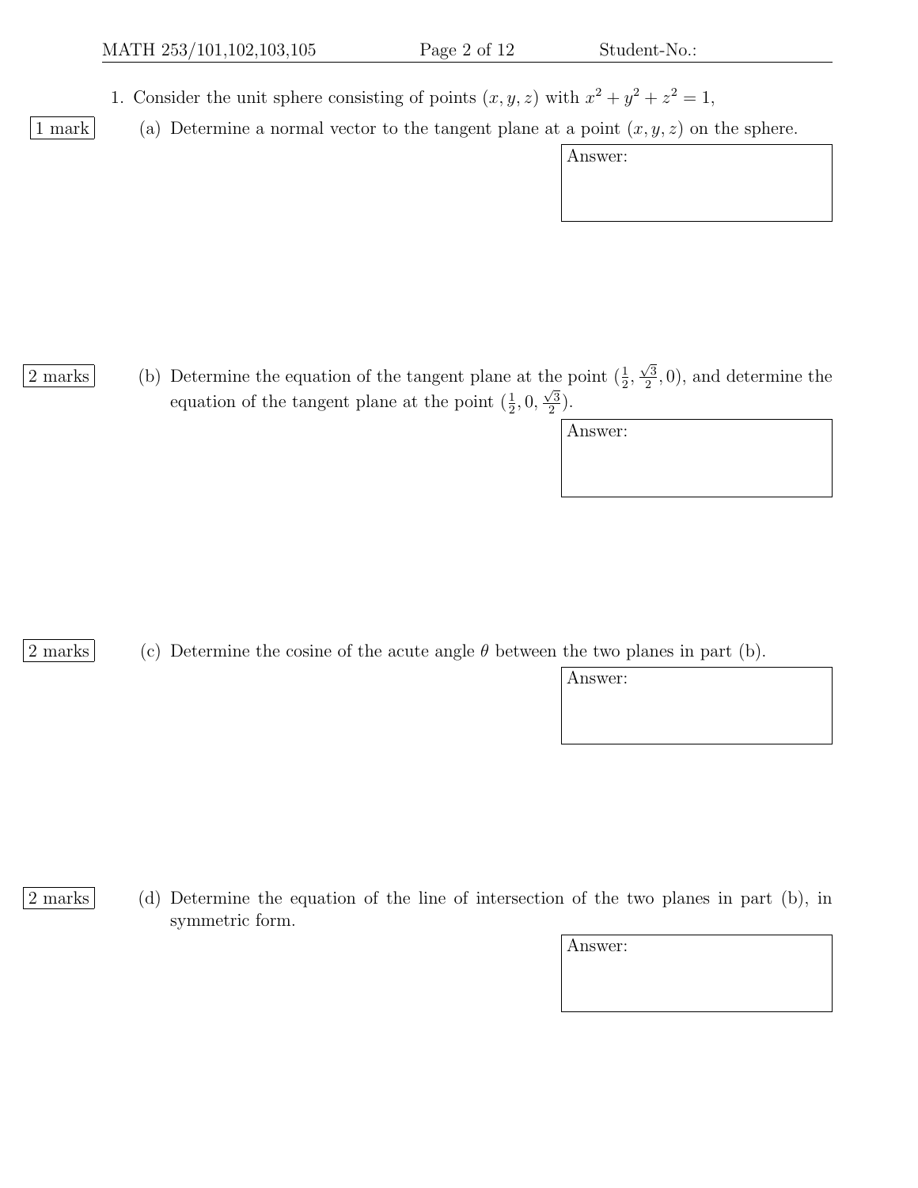1. Consider the unit sphere consisting of points $(x, y, z)$ with $x^2 + y^2 + z^2 = 1$,

1 mark (a) Determine a normal vector to the tangent plane at a point $(x, y, z)$ on the sphere.

Answer:

2 marks (b) Determine the equation of the tangent plane at the point $(\frac{1}{2}, \frac{\sqrt{3}}{2}, 0)$, and determine the equation of the tangent plane at the point $(\frac{1}{2}, 0, \frac{\sqrt{3}}{2})$.

Answer:

2 marks (c) Determine the cosine of the acute angle $\theta$ between the two planes in part (b).

Answer:

2 marks (d) Determine the equation of the line of intersection of the two planes in part (b), in symmetric form.

Answer: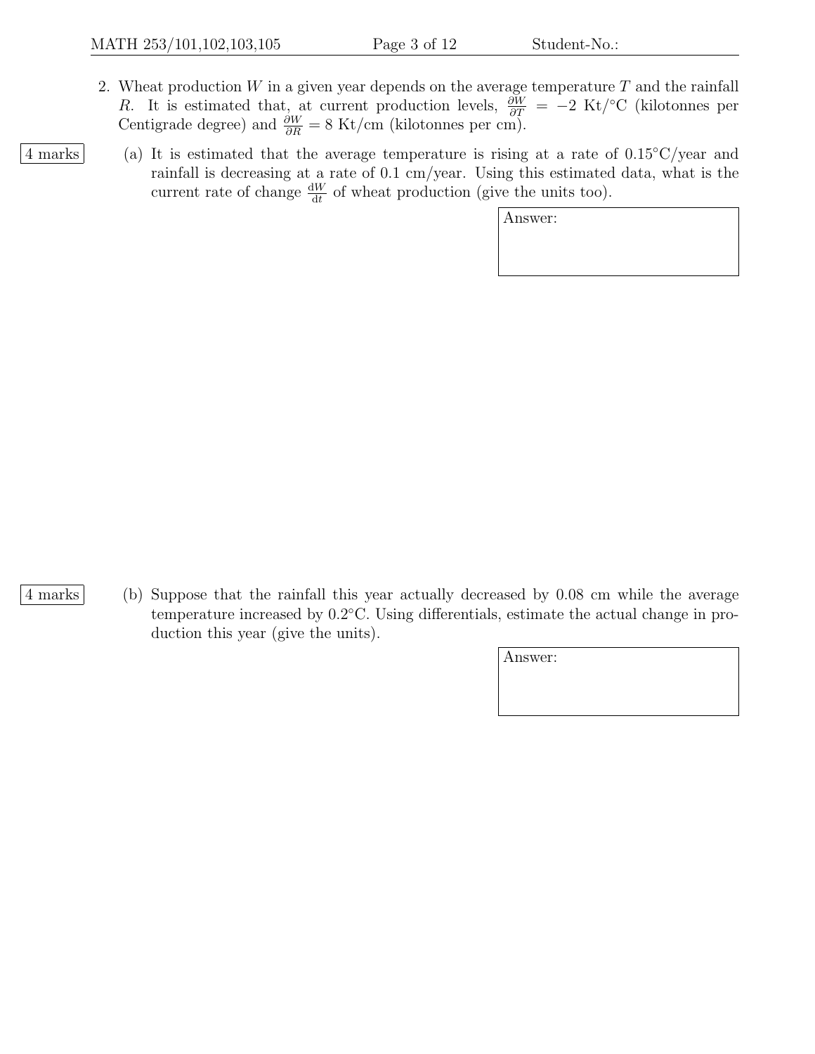2. Wheat production $W$ in a given year depends on the average temperature $T$ and the rainfall $R$. It is estimated that, at current production levels, $\frac{\partial W}{\partial T} = -2$ Kt/°C (kilotonnes per Centigrade degree) and $\frac{\partial W}{\partial R} = 8$ Kt/cm (kilotonnes per cm).

4 marks

(a) It is estimated that the average temperature is rising at a rate of 0.15°C/year and rainfall is decreasing at a rate of 0.1 cm/year. Using this estimated data, what is the current rate of change $\frac{\mathrm{d}W}{\mathrm{d}t}$ of wheat production (give the units too).

Answer:

4 marks

(b) Suppose that the rainfall this year actually decreased by 0.08 cm while the average temperature increased by 0.2°C. Using differentials, estimate the actual change in production this year (give the units).

Answer: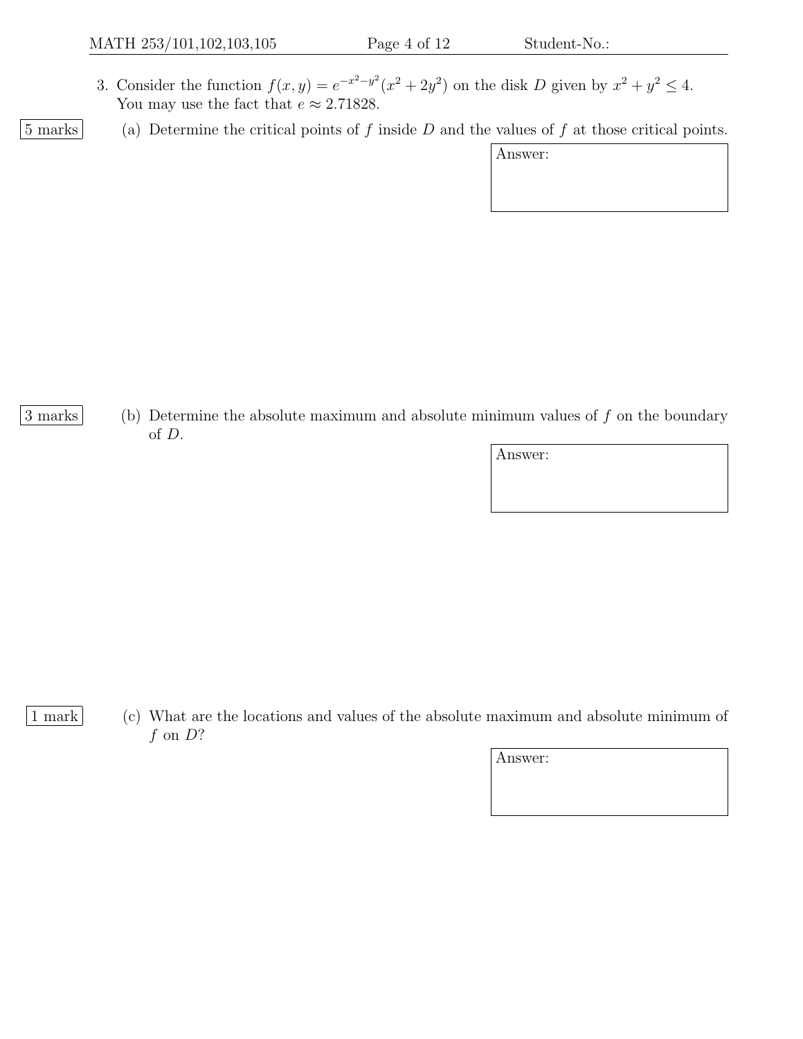3. Consider the function $f(x, y) = e^{-x^2-y^2}(x^2 + 2y^2)$ on the disk $D$ given by $x^2 + y^2 \leq 4$. You may use the fact that $e \approx 2.71828$.

**5 marks** (a) Determine the critical points of $f$ inside $D$ and the values of $f$ at those critical points.

Answer:

**3 marks** (b) Determine the absolute maximum and absolute minimum values of $f$ on the boundary of $D$.

Answer:

**1 mark** (c) What are the locations and values of the absolute maximum and absolute minimum of $f$ on $D$?

Answer: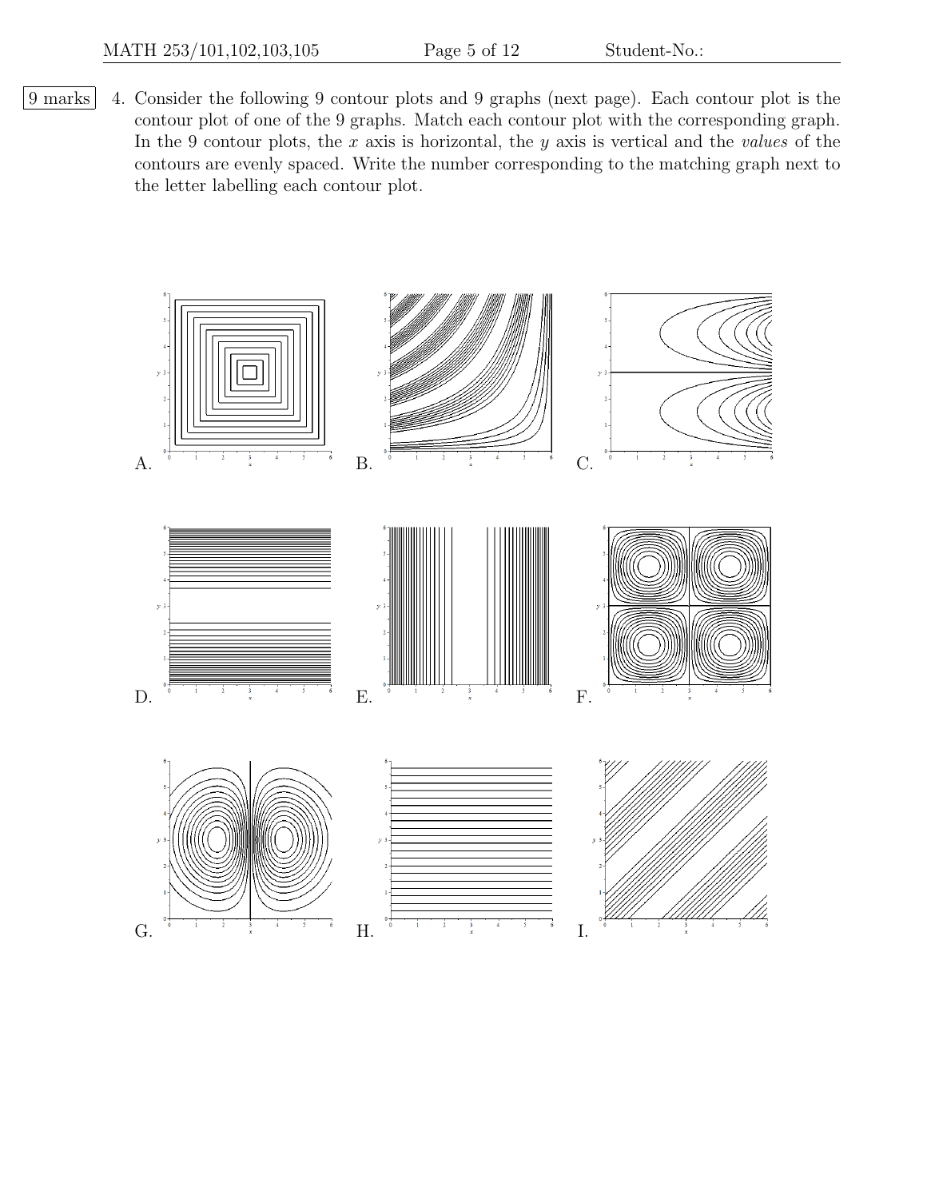9 marks

4. Consider the following 9 contour plots and 9 graphs (next page). Each contour plot is the contour plot of one of the 9 graphs. Match each contour plot with the corresponding graph. In the 9 contour plots, the $x$ axis is horizontal, the $y$ axis is vertical and the *values* of the contours are evenly spaced. Write the number corresponding to the matching graph next to the letter labelling each contour plot.

A.

B.

C.

D.

E.

F.

G.

H.

I.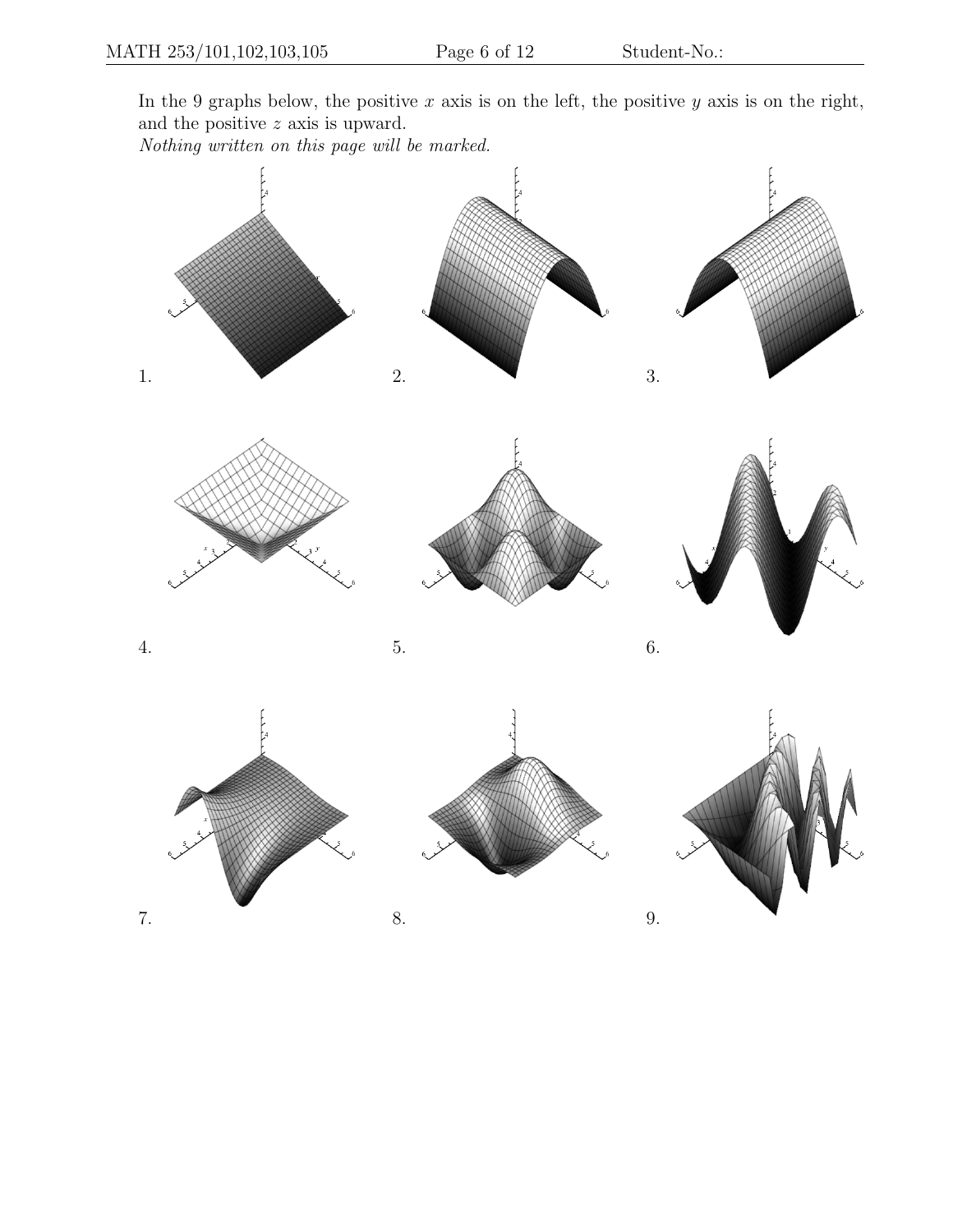In the 9 graphs below, the positive $x$ axis is on the left, the positive $y$ axis is on the right, and the positive $z$ axis is upward.

*Nothing written on this page will be marked.*

1.

2.

3.

4.

5.

6.

7.

8.

9.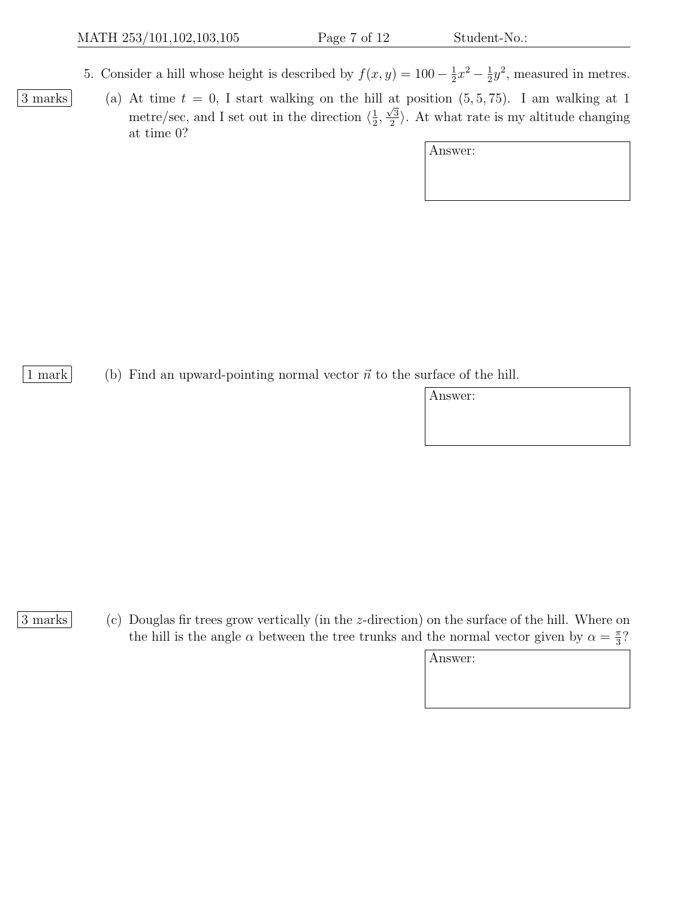5. Consider a hill whose height is described by $f(x, y) = 100 - \frac{1}{2}x^2 - \frac{1}{2}y^2$, measured in metres.

3 marks

(a) At time $t = 0$, I start walking on the hill at position $(5, 5, 75)$. I am walking at 1 metre/sec, and I set out in the direction $\langle \frac{1}{2}, \frac{\sqrt{3}}{2} \rangle$. At what rate is my altitude changing at time 0?

Answer:

1 mark

(b) Find an upward-pointing normal vector $\vec{n}$ to the surface of the hill.

Answer:

3 marks

(c) Douglas fir trees grow vertically (in the $z$-direction) on the surface of the hill. Where on the hill is the angle $\alpha$ between the tree trunks and the normal vector given by $\alpha = \frac{\pi}{3}$?

Answer: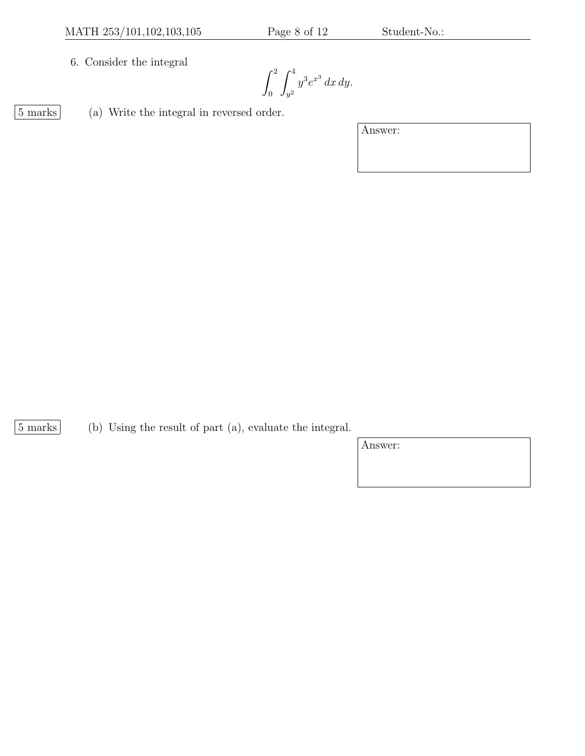6. Consider the integral

$$\int_0^2 \int_{y^2}^4 y^3 e^{x^3}\, dx\, dy.$$

5 marks

(a) Write the integral in reversed order.

Answer:

5 marks

(b) Using the result of part (a), evaluate the integral.

Answer: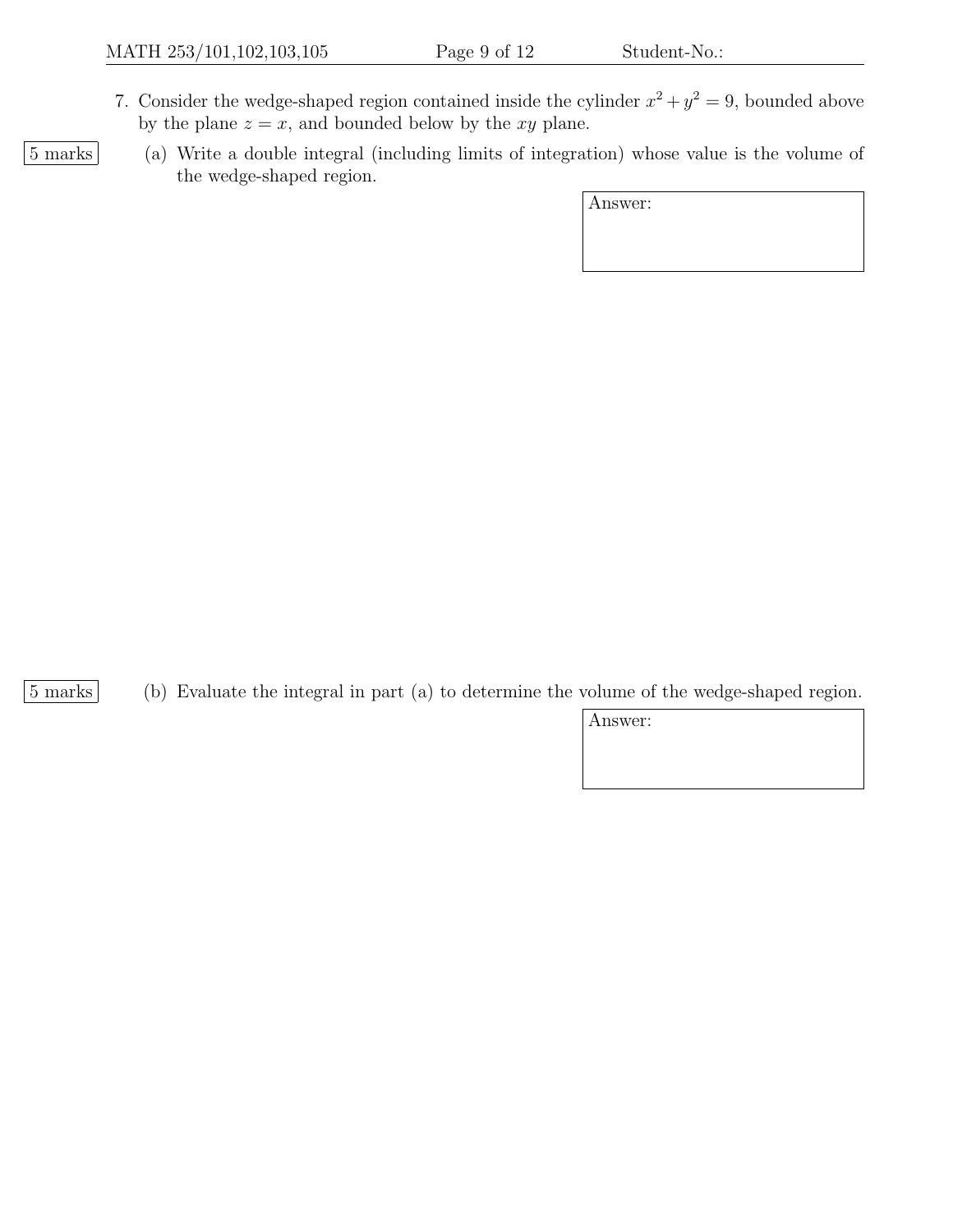7. Consider the wedge-shaped region contained inside the cylinder $x^2 + y^2 = 9$, bounded above by the plane $z = x$, and bounded below by the $xy$ plane.

5 marks

(a) Write a double integral (including limits of integration) whose value is the volume of the wedge-shaped region.

Answer:

5 marks

(b) Evaluate the integral in part (a) to determine the volume of the wedge-shaped region.

Answer: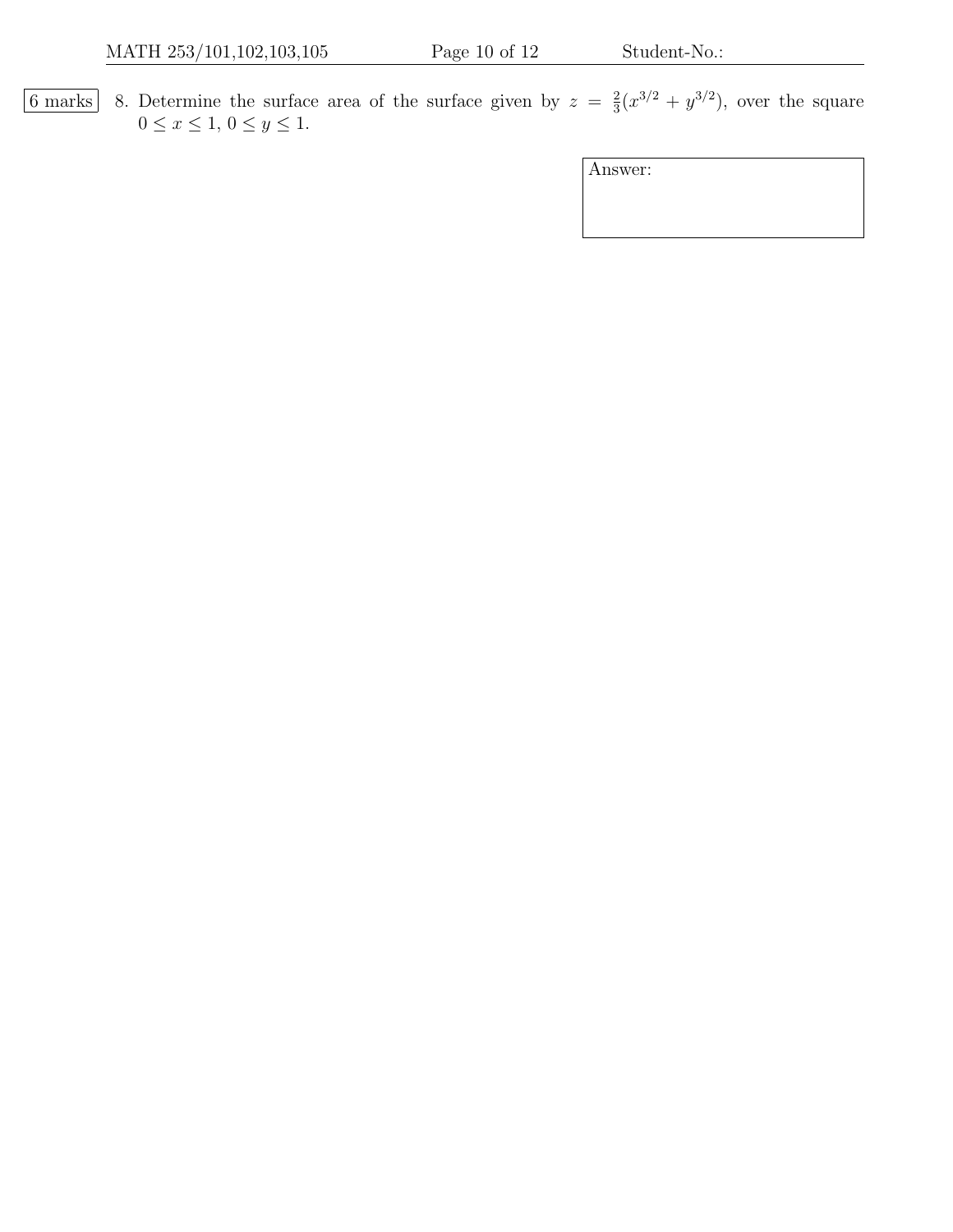6 marks

8. Determine the surface area of the surface given by $z = \frac{2}{3}(x^{3/2} + y^{3/2})$, over the square $0 \leq x \leq 1$, $0 \leq y \leq 1$.

Answer: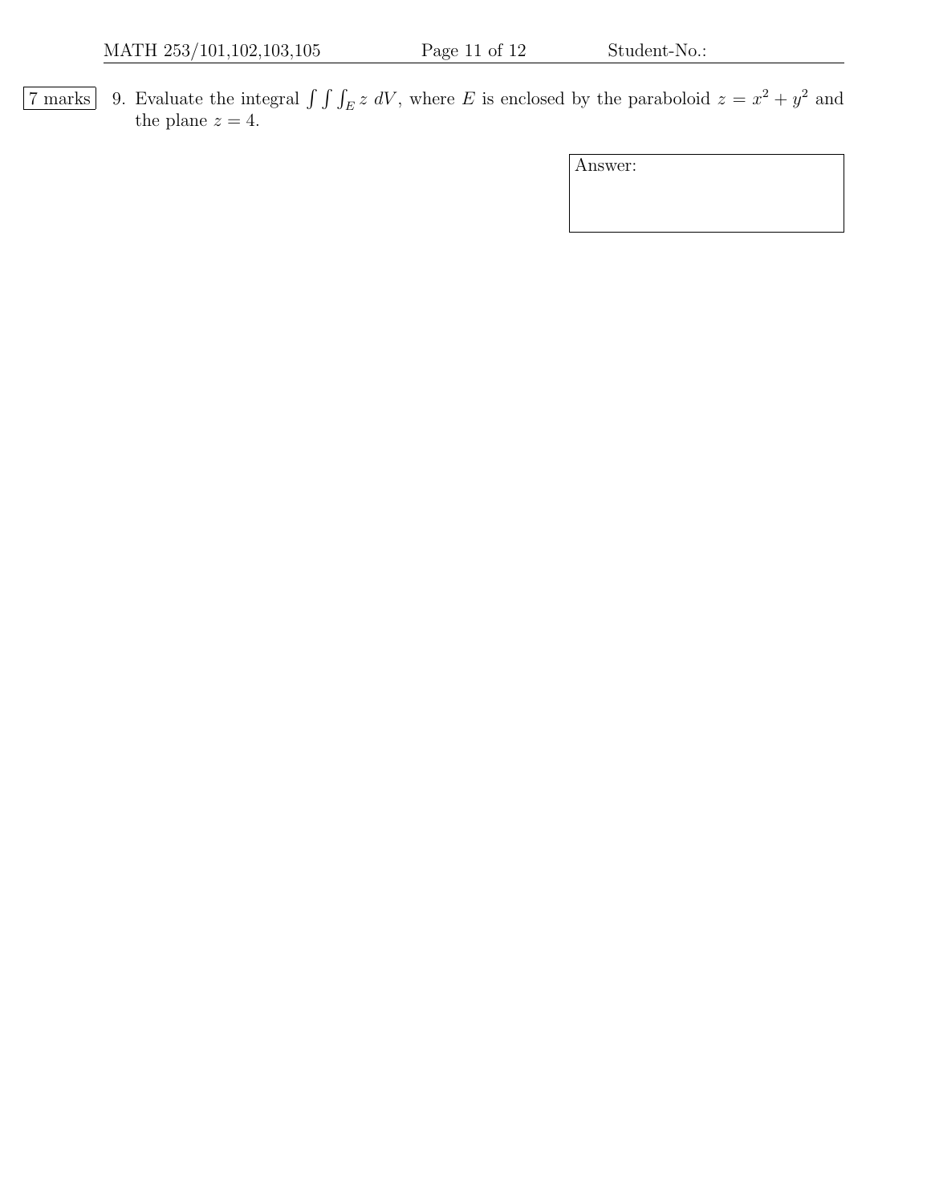7 marks

9. Evaluate the integral $\int\int\int_E z \, dV$, where $E$ is enclosed by the paraboloid $z = x^2 + y^2$ and the plane $z = 4$.

Answer: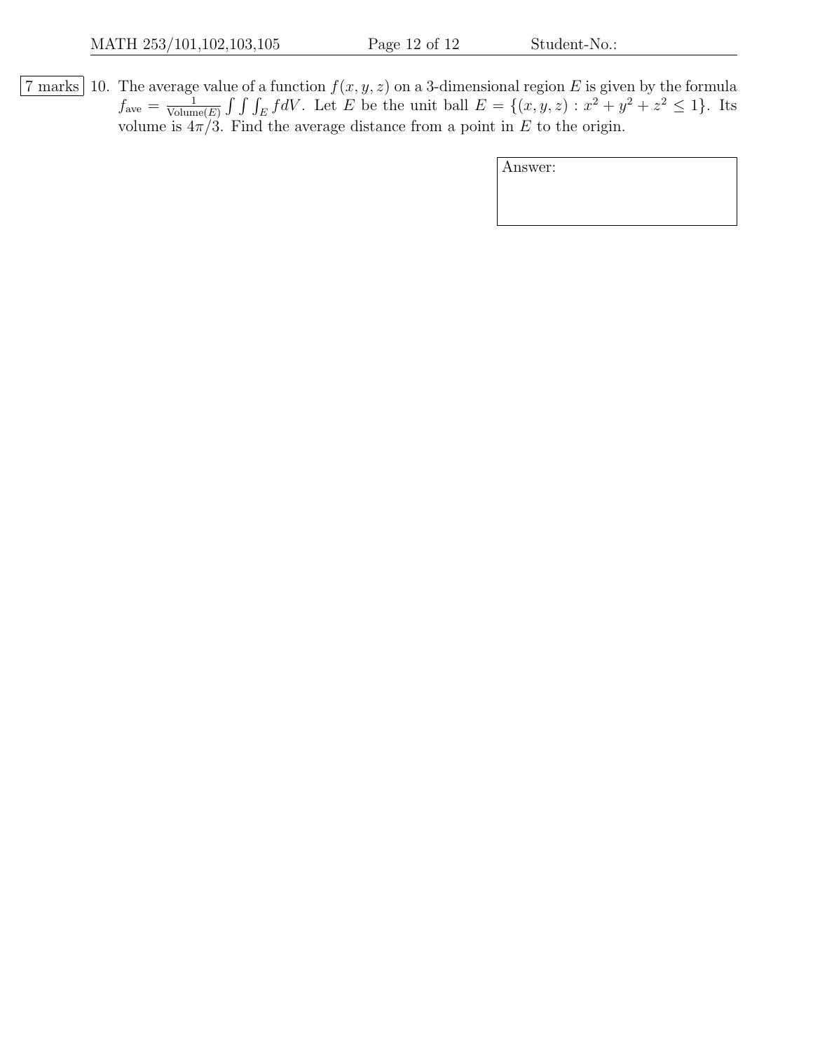7 marks 10. The average value of a function $f(x, y, z)$ on a 3-dimensional region $E$ is given by the formula $f_{\text{ave}} = \frac{1}{\text{Volume}(E)} \int\int\int_E f dV$. Let $E$ be the unit ball $E = \{(x, y, z) : x^2 + y^2 + z^2 \leq 1\}$. Its volume is $4\pi/3$. Find the average distance from a point in $E$ to the origin.

Answer: